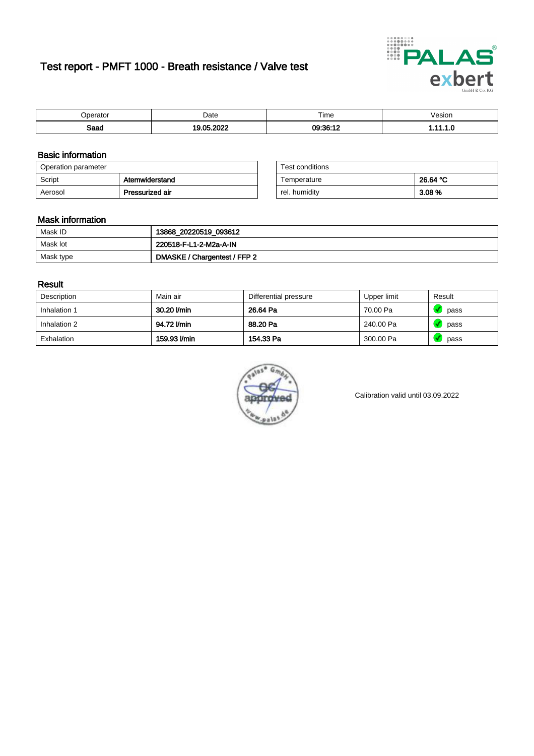# Test report - PMFT 1000 - Breath resistance / Valve test

| Operator | Date | Time | Vesion |
|---|---|---|---|
| **Saad** | **19.05.2022** | **09:36:12** | **1.11.1.0** |

## Basic information

| Operation parameter | |
|---|---|
| Script | **Atemwiderstand** |
| Aerosol | **Pressurized air** |

| Test conditions | |
|---|---|
| Temperature | **26.64 °C** |
| rel. humidity | **3.08 %** |

## Mask information

| | |
|---|---|
| Mask ID | **13868_20220519_093612** |
| Mask lot | **220518-F-L1-2-M2a-A-IN** |
| Mask type | **DMASKE / Chargentest / FFP 2** |

## Result

| Description | Main air | Differential pressure | Upper limit | Result |
|---|---|---|---|---|
| Inhalation 1 | **30.20 l/min** | **26.64 Pa** | 70.00 Pa | pass |
| Inhalation 2 | **94.72 l/min** | **88.20 Pa** | 240.00 Pa | pass |
| Exhalation | **159.93 l/min** | **154.33 Pa** | 300.00 Pa | pass |

Calibration valid until 03.09.2022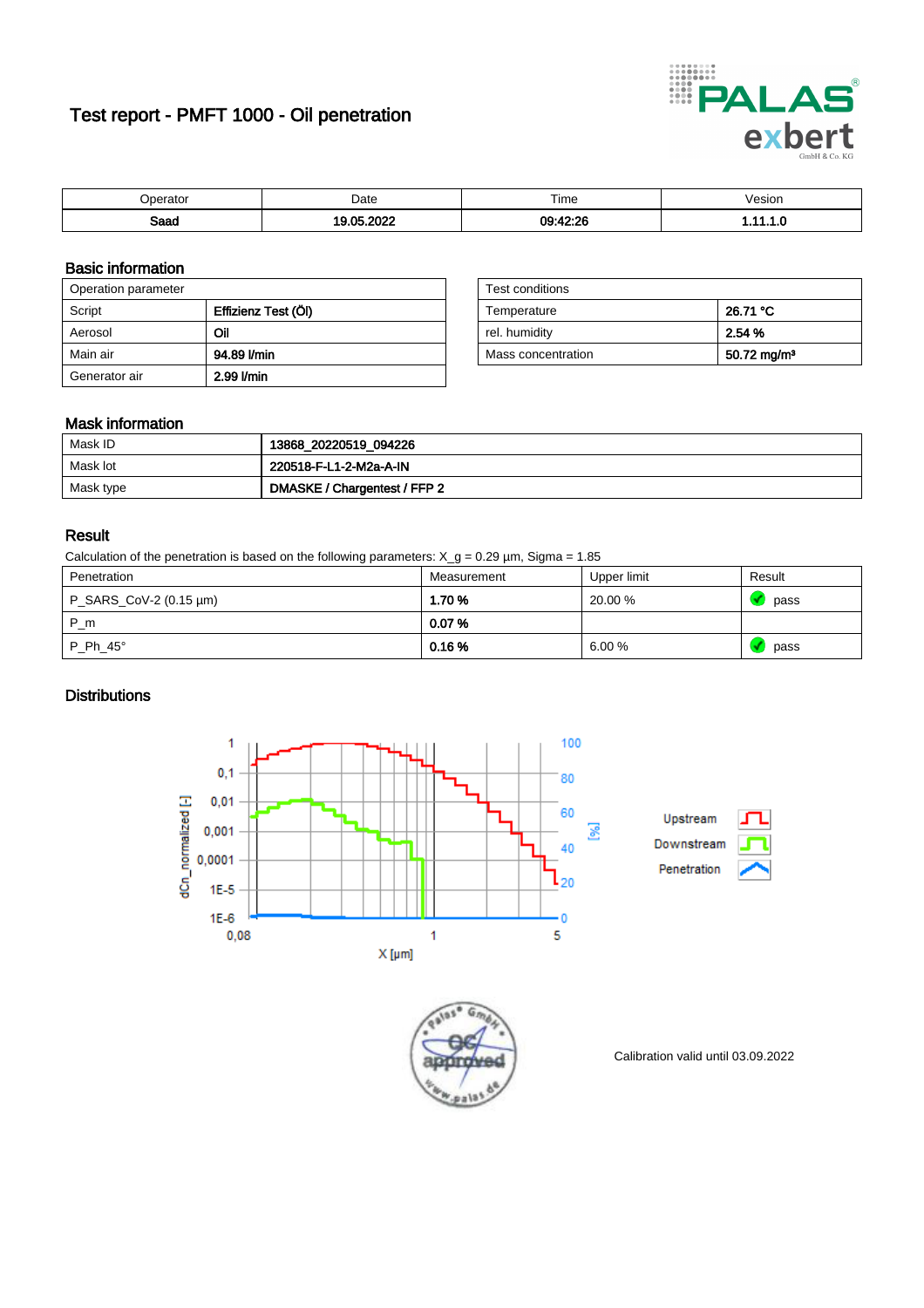# Test report - PMFT 1000 - Oil penetration

PALAS exbert GmbH & Co. KG

| Operator | Date | Time | Vesion |
|---|---|---|---|
| **Saad** | **19.05.2022** | **09:42:26** | **1.11.1.0** |

## Basic information

| Operation parameter | |
|---|---|
| Script | **Effizienz Test (Öl)** |
| Aerosol | **Oil** |
| Main air | **94.89 l/min** |
| Generator air | **2.99 l/min** |

| Test conditions | |
|---|---|
| Temperature | **26.71 °C** |
| rel. humidity | **2.54 %** |
| Mass concentration | **50.72 mg/m³** |

## Mask information

| | |
|---|---|
| Mask ID | **13868_20220519_094226** |
| Mask lot | **220518-F-L1-2-M2a-A-IN** |
| Mask type | **DMASKE / Chargentest / FFP 2** |

## Result

Calculation of the penetration is based on the following parameters: X_g = 0.29 µm, Sigma = 1.85

| Penetration | Measurement | Upper limit | Result |
|---|---|---|---|
| P_SARS_CoV-2 (0.15 µm) | **1.70 %** | 20.00 % | pass |
| P_m | **0.07 %** | | |
| P_Ph_45° | **0.16 %** | 6.00 % | pass |

## Distributions

dCn_normalized [-]
1
0,1
0,01
0,001
0,0001
1E-5
1E-6
0,08
1
5
X [µm]
[%]
100
80
60
40
20
0
Upstream
Downstream
Penetration

Palas® GmbH QC approved www.palas.de

Calibration valid until 03.09.2022